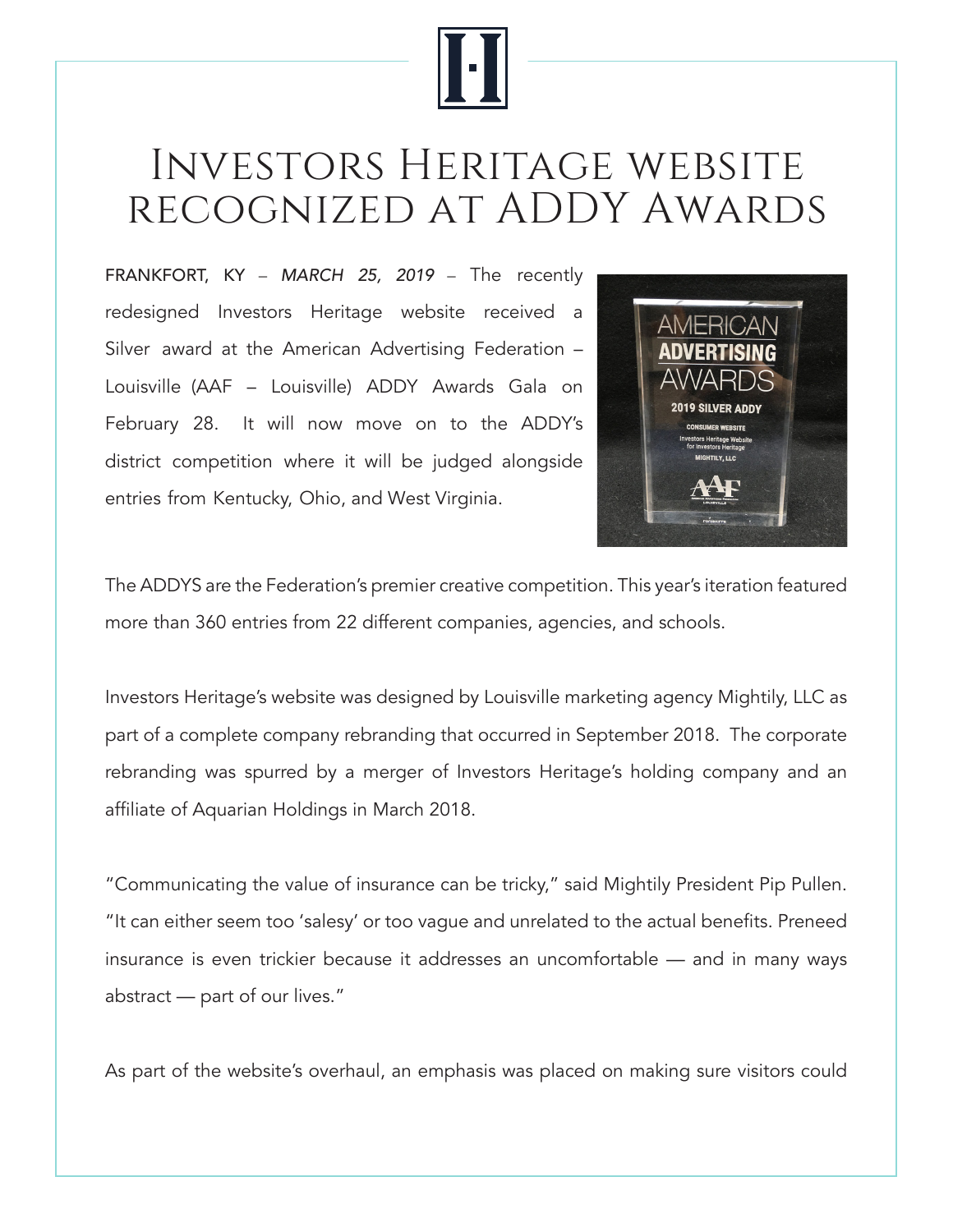# Investors Heritage website recognized at ADDY Awards

FRANKFORT, KY – *MARCH 25, 2019* – The recently redesigned Investors Heritage website received a Silver award at the American Advertising Federation – Louisville (AAF – Louisville) ADDY Awards Gala on February 28. It will now move on to the ADDY's district competition where it will be judged alongside entries from Kentucky, Ohio, and West Virginia.

The ADDYS are the Federation's premier creative competition. This year's iteration featured more than 360 entries from 22 different companies, agencies, and schools.

Investors Heritage's website was designed by Louisville marketing agency Mightily, LLC as part of a complete company rebranding that occurred in September 2018. The corporate rebranding was spurred by a merger of Investors Heritage's holding company and an affiliate of Aquarian Holdings in March 2018.

"Communicating the value of insurance can be tricky," said Mightily President Pip Pullen. "It can either seem too 'salesy' or too vague and unrelated to the actual benefits. Preneed insurance is even trickier because it addresses an uncomfortable — and in many ways abstract — part of our lives."

As part of the website's overhaul, an emphasis was placed on making sure visitors could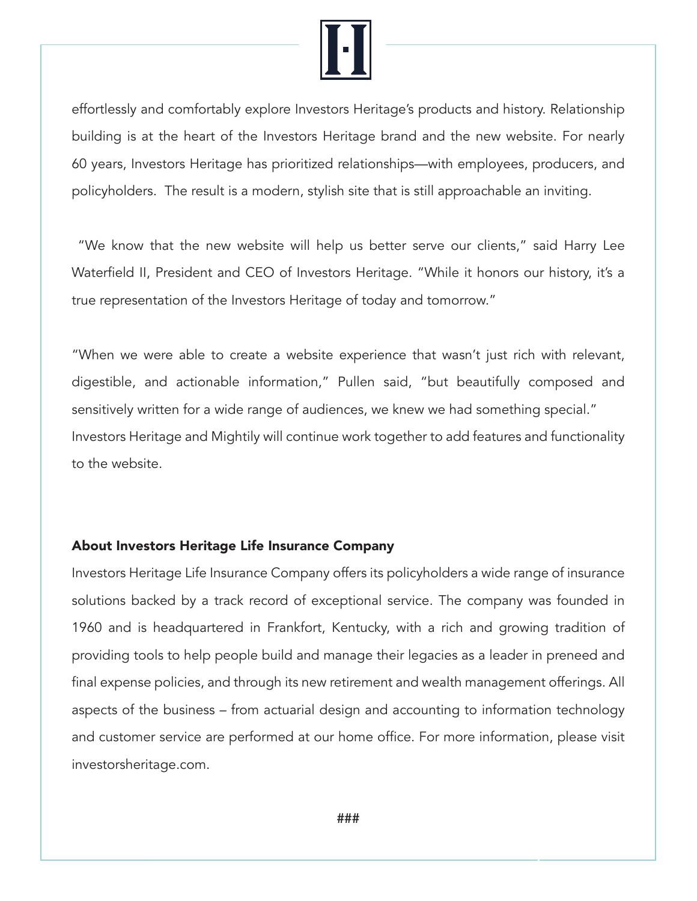effortlessly and comfortably explore Investors Heritage's products and history. Relationship building is at the heart of the Investors Heritage brand and the new website. For nearly 60 years, Investors Heritage has prioritized relationships—with employees, producers, and policyholders. The result is a modern, stylish site that is still approachable an inviting.

"We know that the new website will help us better serve our clients," said Harry Lee Waterfield II, President and CEO of Investors Heritage. "While it honors our history, it's a true representation of the Investors Heritage of today and tomorrow."

"When we were able to create a website experience that wasn't just rich with relevant, digestible, and actionable information," Pullen said, "but beautifully composed and sensitively written for a wide range of audiences, we knew we had something special."
Investors Heritage and Mightily will continue work together to add features and functionality to the website.

**About Investors Heritage Life Insurance Company**

Investors Heritage Life Insurance Company offers its policyholders a wide range of insurance solutions backed by a track record of exceptional service. The company was founded in 1960 and is headquartered in Frankfort, Kentucky, with a rich and growing tradition of providing tools to help people build and manage their legacies as a leader in preneed and final expense policies, and through its new retirement and wealth management offerings. All aspects of the business – from actuarial design and accounting to information technology and customer service are performed at our home office. For more information, please visit investorsheritage.com.

###